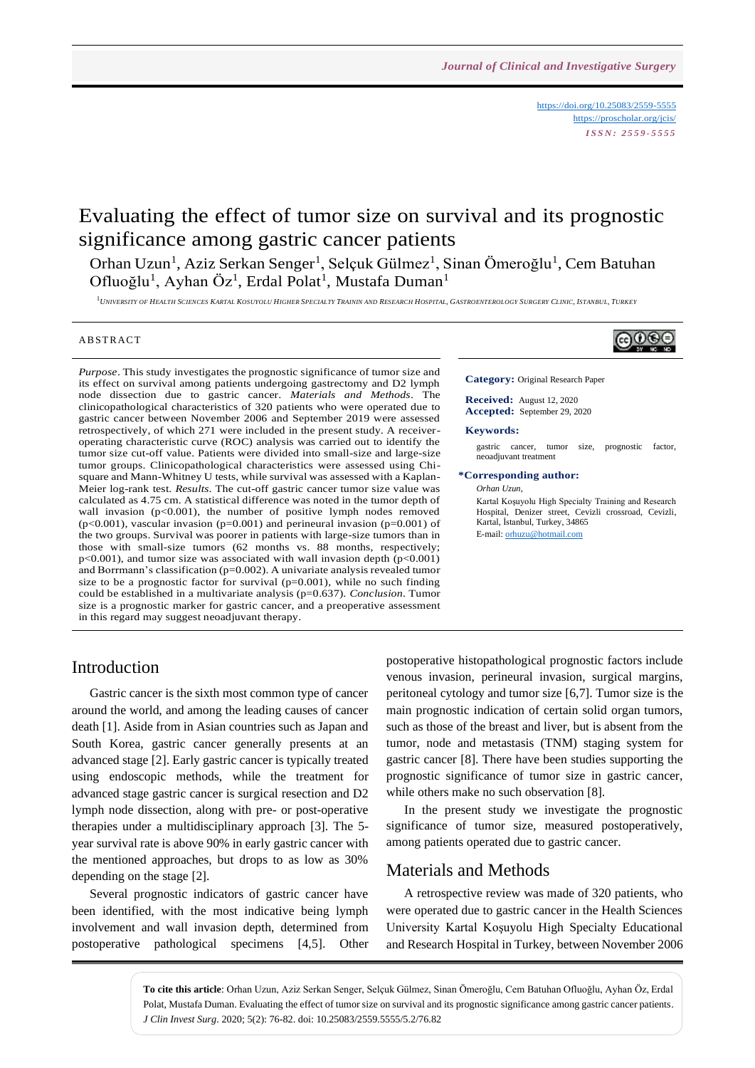https://doi.org/10.25083/2559-5555
https://proscholar.org/jcis/
*ISSN: 2559-5555*

# Evaluating the effect of tumor size on survival and its prognostic significance among gastric cancer patients

Orhan Uzun[1], Aziz Serkan Senger[1], Selçuk Gülmez[1], Sinan Ömeroğlu[1], Cem Batuhan Ofluoğlu[1], Ayhan Öz[1], Erdal Polat[1], Mustafa Duman[1]

[1]*University of Health Sciences Kartal Kosuyolu Higher Specialty Trainin and Research Hospital, Gastroenterology Surgery Clinic, Istanbul, Turkey*

## ABSTRACT

*Purpose*. This study investigates the prognostic significance of tumor size and its effect on survival among patients undergoing gastrectomy and D2 lymph node dissection due to gastric cancer. *Materials and Methods*. The clinicopathological characteristics of 320 patients who were operated due to gastric cancer between November 2006 and September 2019 were assessed retrospectively, of which 271 were included in the present study. A receiver-operating characteristic curve (ROC) analysis was carried out to identify the tumor size cut-off value. Patients were divided into small-size and large-size tumor groups. Clinicopathological characteristics were assessed using Chi-square and Mann-Whitney U tests, while survival was assessed with a Kaplan-Meier log-rank test. *Results*. The cut-off gastric cancer tumor size value was calculated as 4.75 cm. A statistical difference was noted in the tumor depth of wall invasion ($p<0.001$), the number of positive lymph nodes removed ($p<0.001$), vascular invasion ($p=0.001$) and perineural invasion ($p=0.001$) of the two groups. Survival was poorer in patients with large-size tumors than in those with small-size tumors (62 months vs. 88 months, respectively; $p<0.001$), and tumor size was associated with wall invasion depth ($p<0.001$) and Borrmann's classification ($p=0.002$). A univariate analysis revealed tumor size to be a prognostic factor for survival ($p=0.001$), while no such finding could be established in a multivariate analysis ($p=0.637$). *Conclusion*. Tumor size is a prognostic marker for gastric cancer, and a preoperative assessment in this regard may suggest neoadjuvant therapy.

**Category:** Original Research Paper

**Received:** August 12, 2020
**Accepted:** September 29, 2020

**Keywords:**
gastric cancer, tumor size, prognostic factor, neoadjuvant treatment

**\*Corresponding author:**
*Orhan Uzun,*
Kartal Koşuyolu High Specialty Training and Research Hospital, Denizer street, Cevizli crossroad, Cevizli, Kartal, İstanbul, Turkey, 34865
E-mail: orhuzu@hotmail.com

## Introduction

Gastric cancer is the sixth most common type of cancer around the world, and among the leading causes of cancer death [1]. Aside from in Asian countries such as Japan and South Korea, gastric cancer generally presents at an advanced stage [2]. Early gastric cancer is typically treated using endoscopic methods, while the treatment for advanced stage gastric cancer is surgical resection and D2 lymph node dissection, along with pre- or post-operative therapies under a multidisciplinary approach [3]. The 5-year survival rate is above 90% in early gastric cancer with the mentioned approaches, but drops to as low as 30% depending on the stage [2].

Several prognostic indicators of gastric cancer have been identified, with the most indicative being lymph involvement and wall invasion depth, determined from postoperative pathological specimens [4,5]. Other postoperative histopathological prognostic factors include venous invasion, perineural invasion, surgical margins, peritoneal cytology and tumor size [6,7]. Tumor size is the main prognostic indication of certain solid organ tumors, such as those of the breast and liver, but is absent from the tumor, node and metastasis (TNM) staging system for gastric cancer [8]. There have been studies supporting the prognostic significance of tumor size in gastric cancer, while others make no such observation [8].

In the present study we investigate the prognostic significance of tumor size, measured postoperatively, among patients operated due to gastric cancer.

## Materials and Methods

A retrospective review was made of 320 patients, who were operated due to gastric cancer in the Health Sciences University Kartal Koşuyolu High Specialty Educational and Research Hospital in Turkey, between November 2006

**To cite this article**: Orhan Uzun, Aziz Serkan Senger, Selçuk Gülmez, Sinan Ömeroğlu, Cem Batuhan Ofluoğlu, Ayhan Öz, Erdal Polat, Mustafa Duman. Evaluating the effect of tumor size on survival and its prognostic significance among gastric cancer patients. *J Clin Invest Surg*. 2020; 5(2): 76-82. doi: 10.25083/2559.5555/5.2/76.82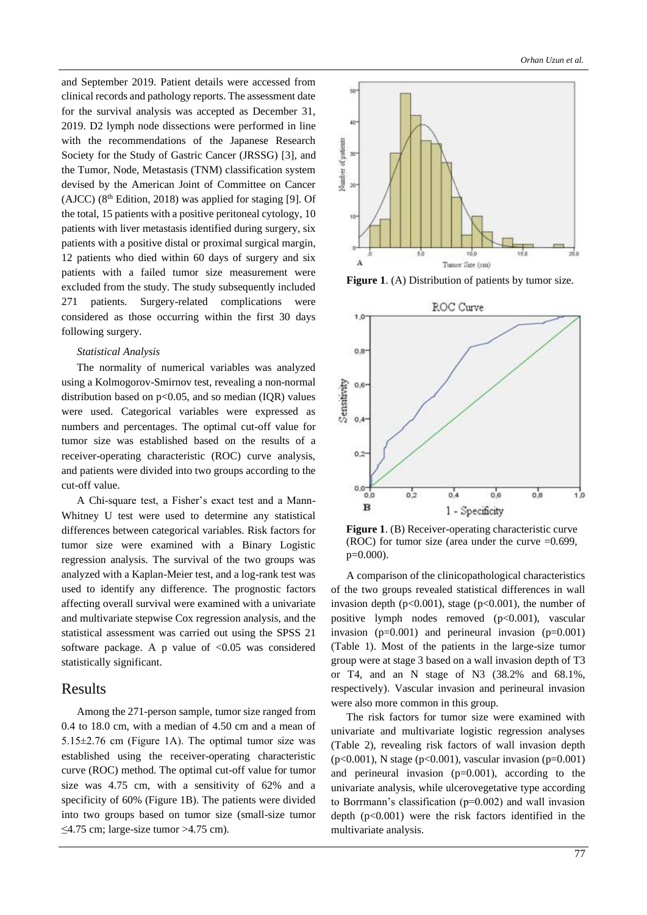and September 2019. Patient details were accessed from clinical records and pathology reports. The assessment date for the survival analysis was accepted as December 31, 2019. D2 lymph node dissections were performed in line with the recommendations of the Japanese Research Society for the Study of Gastric Cancer (JRSSG) [3], and the Tumor, Node, Metastasis (TNM) classification system devised by the American Joint of Committee on Cancer (AJCC) (8th Edition, 2018) was applied for staging [9]. Of the total, 15 patients with a positive peritoneal cytology, 10 patients with liver metastasis identified during surgery, six patients with a positive distal or proximal surgical margin, 12 patients who died within 60 days of surgery and six patients with a failed tumor size measurement were excluded from the study. The study subsequently included 271 patients. Surgery-related complications were considered as those occurring within the first 30 days following surgery.

*Statistical Analysis*

The normality of numerical variables was analyzed using a Kolmogorov-Smirnov test, revealing a non-normal distribution based on $p<0.05$, and so median (IQR) values were used. Categorical variables were expressed as numbers and percentages. The optimal cut-off value for tumor size was established based on the results of a receiver-operating characteristic (ROC) curve analysis, and patients were divided into two groups according to the cut-off value.

A Chi-square test, a Fisher's exact test and a Mann-Whitney U test were used to determine any statistical differences between categorical variables. Risk factors for tumor size were examined with a Binary Logistic regression analysis. The survival of the two groups was analyzed with a Kaplan-Meier test, and a log-rank test was used to identify any difference. The prognostic factors affecting overall survival were examined with a univariate and multivariate stepwise Cox regression analysis, and the statistical assessment was carried out using the SPSS 21 software package. A p value of $<0.05$ was considered statistically significant.

## Results

Among the 271-person sample, tumor size ranged from 0.4 to 18.0 cm, with a median of 4.50 cm and a mean of 5.15±2.76 cm (Figure 1A). The optimal tumor size was established using the receiver-operating characteristic curve (ROC) method. The optimal cut-off value for tumor size was 4.75 cm, with a sensitivity of 62% and a specificity of 60% (Figure 1B). The patients were divided into two groups based on tumor size (small-size tumor ≤4.75 cm; large-size tumor >4.75 cm).

**Figure 1**. (A) Distribution of patients by tumor size.

**Figure 1**. (B) Receiver-operating characteristic curve (ROC) for tumor size (area under the curve =0.699, p=0.000).

A comparison of the clinicopathological characteristics of the two groups revealed statistical differences in wall invasion depth ($p<0.001$), stage ($p<0.001$), the number of positive lymph nodes removed ($p<0.001$), vascular invasion ($p=0.001$) and perineural invasion ($p=0.001$) (Table 1). Most of the patients in the large-size tumor group were at stage 3 based on a wall invasion depth of T3 or T4, and an N stage of N3 (38.2% and 68.1%, respectively). Vascular invasion and perineural invasion were also more common in this group.

The risk factors for tumor size were examined with univariate and multivariate logistic regression analyses (Table 2), revealing risk factors of wall invasion depth ($p<0.001$), N stage ($p<0.001$), vascular invasion ($p=0.001$) and perineural invasion ($p=0.001$), according to the univariate analysis, while ulcerovegetative type according to Borrmann's classification ($p=0.002$) and wall invasion depth ($p<0.001$) were the risk factors identified in the multivariate analysis.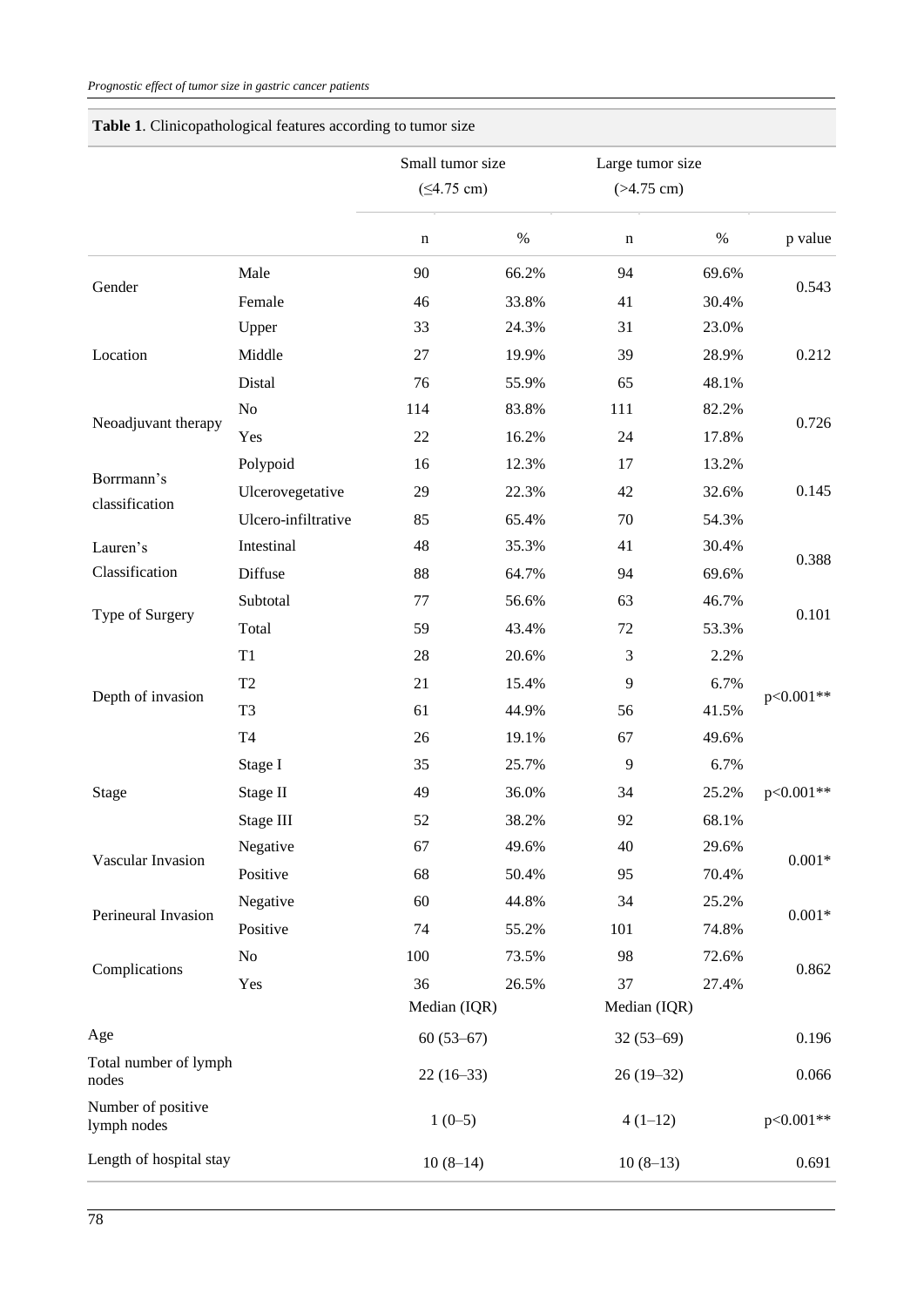**Table 1**. Clinicopathological features according to tumor size

| | | Small tumor size (≤4.75 cm) | | Large tumor size (>4.75 cm) | | |
|---|---|---|---|---|---|---|
| | | n | % | n | % | p value |
| Gender | Male | 90 | 66.2% | 94 | 69.6% | 0.543 |
| | Female | 46 | 33.8% | 41 | 30.4% | |
| Location | Upper | 33 | 24.3% | 31 | 23.0% | 0.212 |
| | Middle | 27 | 19.9% | 39 | 28.9% | |
| | Distal | 76 | 55.9% | 65 | 48.1% | |
| Neoadjuvant therapy | No | 114 | 83.8% | 111 | 82.2% | 0.726 |
| | Yes | 22 | 16.2% | 24 | 17.8% | |
| Borrmann's classification | Polypoid | 16 | 12.3% | 17 | 13.2% | 0.145 |
| | Ulcerovegetative | 29 | 22.3% | 42 | 32.6% | |
| | Ulcero-infiltrative | 85 | 65.4% | 70 | 54.3% | |
| Lauren's Classification | Intestinal | 48 | 35.3% | 41 | 30.4% | 0.388 |
| | Diffuse | 88 | 64.7% | 94 | 69.6% | |
| Type of Surgery | Subtotal | 77 | 56.6% | 63 | 46.7% | 0.101 |
| | Total | 59 | 43.4% | 72 | 53.3% | |
| Depth of invasion | T1 | 28 | 20.6% | 3 | 2.2% | p<0.001** |
| | T2 | 21 | 15.4% | 9 | 6.7% | |
| | T3 | 61 | 44.9% | 56 | 41.5% | |
| | T4 | 26 | 19.1% | 67 | 49.6% | |
| Stage | Stage I | 35 | 25.7% | 9 | 6.7% | p<0.001** |
| | Stage II | 49 | 36.0% | 34 | 25.2% | |
| | Stage III | 52 | 38.2% | 92 | 68.1% | |
| Vascular Invasion | Negative | 67 | 49.6% | 40 | 29.6% | 0.001* |
| | Positive | 68 | 50.4% | 95 | 70.4% | |
| Perineural Invasion | Negative | 60 | 44.8% | 34 | 25.2% | 0.001* |
| | Positive | 74 | 55.2% | 101 | 74.8% | |
| Complications | No | 100 | 73.5% | 98 | 72.6% | 0.862 |
| | Yes | 36 | 26.5% | 37 | 27.4% | |
| | | Median (IQR) | | Median (IQR) | | |
| Age | | 60 (53–67) | | 32 (53–69) | | 0.196 |
| Total number of lymph nodes | | 22 (16–33) | | 26 (19–32) | | 0.066 |
| Number of positive lymph nodes | | 1 (0–5) | | 4 (1–12) | | p<0.001** |
| Length of hospital stay | | 10 (8–14) | | 10 (8–13) | | 0.691 |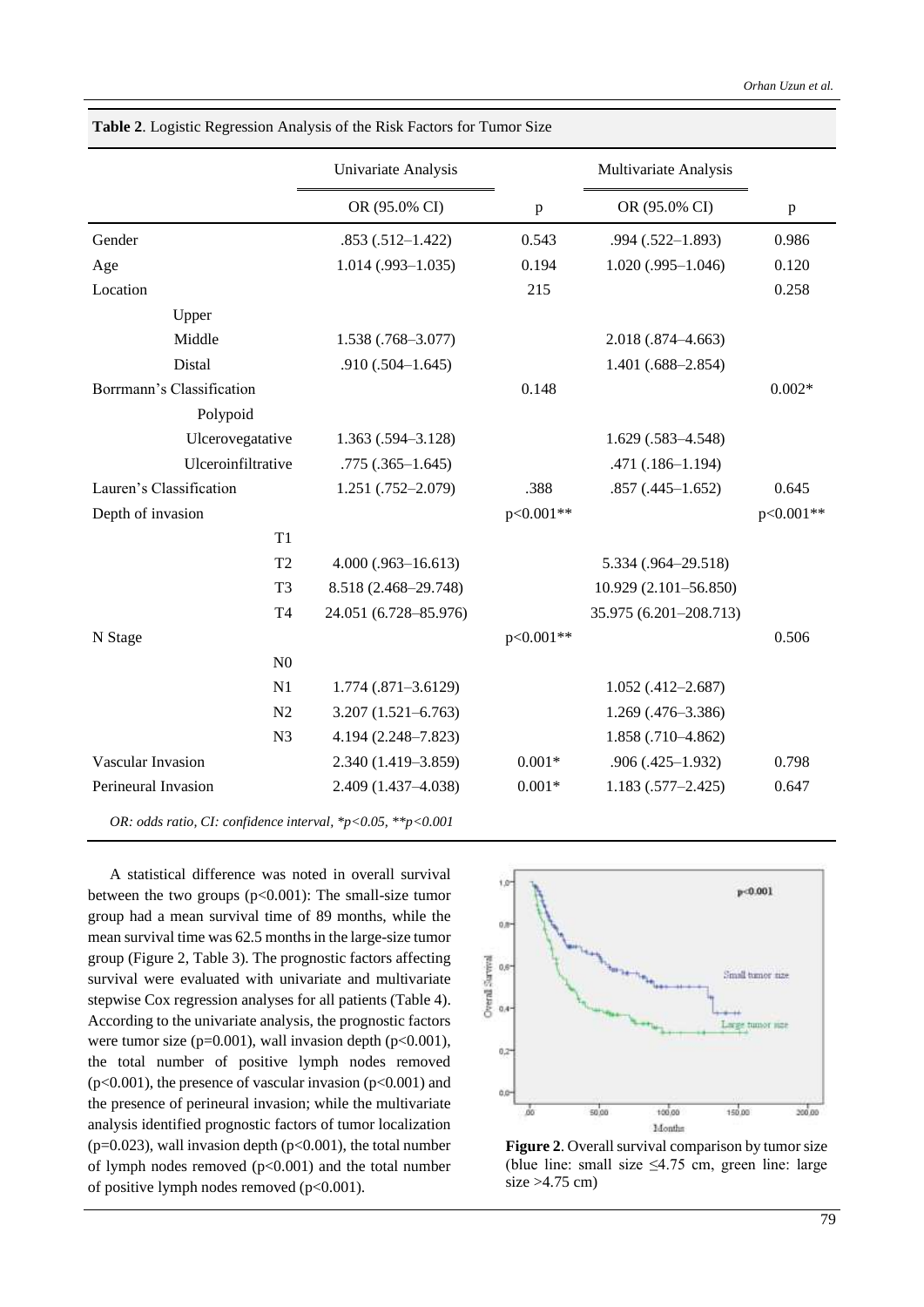**Table 2**. Logistic Regression Analysis of the Risk Factors for Tumor Size

| | Univariate Analysis | | Multivariate Analysis | |
|---|---|---|---|---|
| | OR (95.0% CI) | p | OR (95.0% CI) | p |
| Gender | .853 (.512–1.422) | 0.543 | .994 (.522–1.893) | 0.986 |
| Age | 1.014 (.993–1.035) | 0.194 | 1.020 (.995–1.046) | 0.120 |
| Location | | 215 | | 0.258 |
| Upper | | | | |
| Middle | 1.538 (.768–3.077) | | 2.018 (.874–4.663) | |
| Distal | .910 (.504–1.645) | | 1.401 (.688–2.854) | |
| Borrmann's Classification | | 0.148 | | 0.002* |
| Polypoid | | | | |
| Ulcerovegatative | 1.363 (.594–3.128) | | 1.629 (.583–4.548) | |
| Ulceroinfiltrative | .775 (.365–1.645) | | .471 (.186–1.194) | |
| Lauren's Classification | 1.251 (.752–2.079) | .388 | .857 (.445–1.652) | 0.645 |
| Depth of invasion | | p<0.001** | | p<0.001** |
| T1 | | | | |
| T2 | 4.000 (.963–16.613) | | 5.334 (.964–29.518) | |
| T3 | 8.518 (2.468–29.748) | | 10.929 (2.101–56.850) | |
| T4 | 24.051 (6.728–85.976) | | 35.975 (6.201–208.713) | |
| N Stage | | p<0.001** | | 0.506 |
| N0 | | | | |
| N1 | 1.774 (.871–3.6129) | | 1.052 (.412–2.687) | |
| N2 | 3.207 (1.521–6.763) | | 1.269 (.476–3.386) | |
| N3 | 4.194 (2.248–7.823) | | 1.858 (.710–4.862) | |
| Vascular Invasion | 2.340 (1.419–3.859) | 0.001* | .906 (.425–1.932) | 0.798 |
| Perineural Invasion | 2.409 (1.437–4.038) | 0.001* | 1.183 (.577–2.425) | 0.647 |

*OR: odds ratio, CI: confidence interval, *p<0.05, **p<0.001*

A statistical difference was noted in overall survival between the two groups (p<0.001): The small-size tumor group had a mean survival time of 89 months, while the mean survival time was 62.5 months in the large-size tumor group (Figure 2, Table 3). The prognostic factors affecting survival were evaluated with univariate and multivariate stepwise Cox regression analyses for all patients (Table 4). According to the univariate analysis, the prognostic factors were tumor size (p=0.001), wall invasion depth (p<0.001), the total number of positive lymph nodes removed (p<0.001), the presence of vascular invasion (p<0.001) and the presence of perineural invasion; while the multivariate analysis identified prognostic factors of tumor localization (p=0.023), wall invasion depth (p<0.001), the total number of lymph nodes removed (p<0.001) and the total number of positive lymph nodes removed (p<0.001).

**Figure 2**. Overall survival comparison by tumor size (blue line: small size ≤4.75 cm, green line: large size >4.75 cm)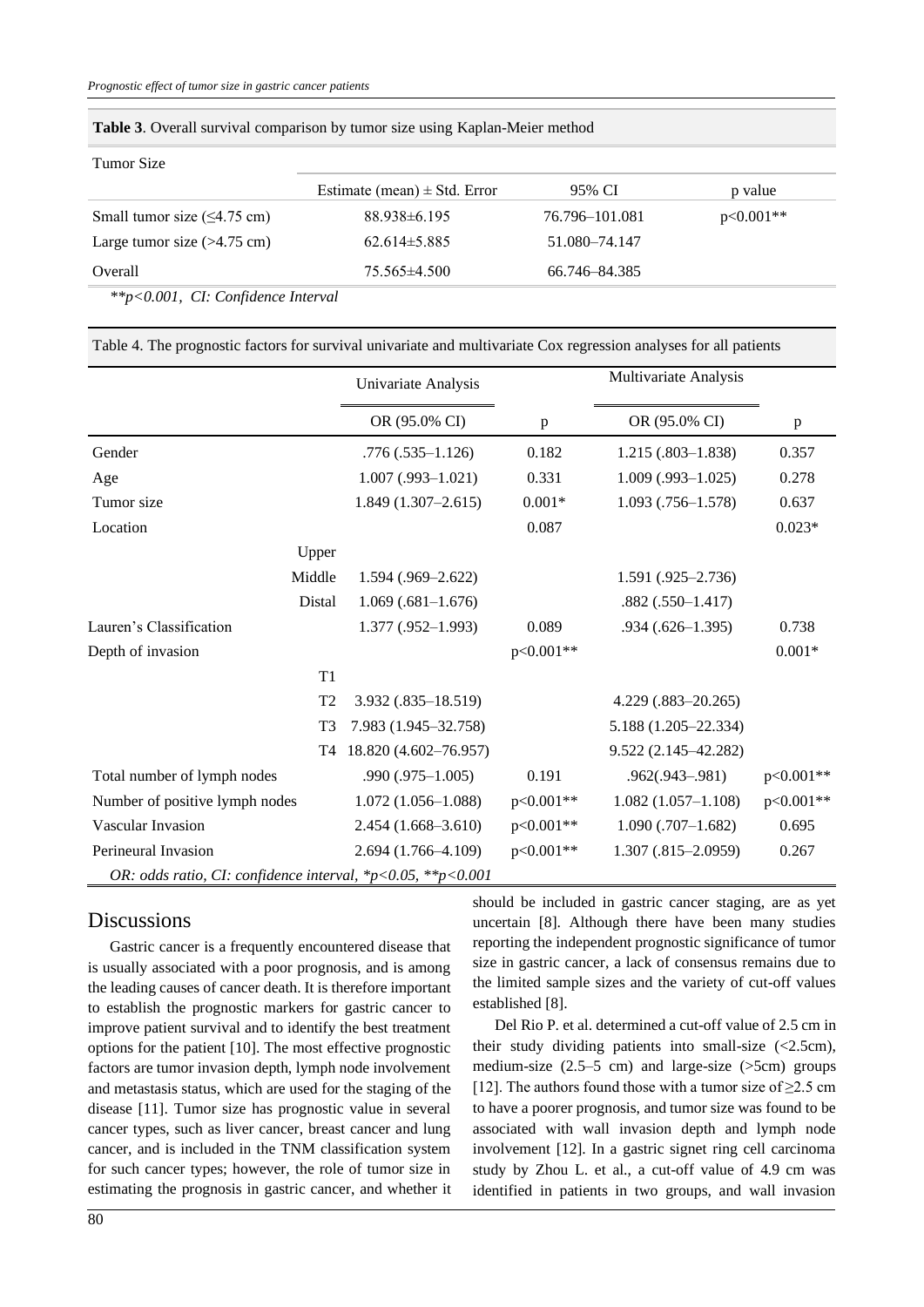**Table 3**. Overall survival comparison by tumor size using Kaplan-Meier method

| Tumor Size | | | |
|---|---|---|---|
| | Estimate (mean) ± Std. Error | 95% CI | p value |
| Small tumor size (≤4.75 cm) | 88.938±6.195 | 76.796–101.081 | p<0.001** |
| Large tumor size (>4.75 cm) | 62.614±5.885 | 51.080–74.147 | |
| Overall | 75.565±4.500 | 66.746–84.385 | |

*\*\*p<0.001, CI: Confidence Interval*

Table 4. The prognostic factors for survival univariate and multivariate Cox regression analyses for all patients

| | | Univariate Analysis | | Multivariate Analysis | |
|---|---|---|---|---|---|
| | | OR (95.0% CI) | p | OR (95.0% CI) | p |
| Gender | | .776 (.535–1.126) | 0.182 | 1.215 (.803–1.838) | 0.357 |
| Age | | 1.007 (.993–1.021) | 0.331 | 1.009 (.993–1.025) | 0.278 |
| Tumor size | | 1.849 (1.307–2.615) | 0.001* | 1.093 (.756–1.578) | 0.637 |
| Location | | | 0.087 | | 0.023* |
| | Upper | | | | |
| | Middle | 1.594 (.969–2.622) | | 1.591 (.925–2.736) | |
| | Distal | 1.069 (.681–1.676) | | .882 (.550–1.417) | |
| Lauren's Classification | | 1.377 (.952–1.993) | 0.089 | .934 (.626–1.395) | 0.738 |
| Depth of invasion | | | p<0.001** | | 0.001* |
| | T1 | | | | |
| | T2 | 3.932 (.835–18.519) | | 4.229 (.883–20.265) | |
| | T3 | 7.983 (1.945–32.758) | | 5.188 (1.205–22.334) | |
| | T4 | 18.820 (4.602–76.957) | | 9.522 (2.145–42.282) | |
| Total number of lymph nodes | | .990 (.975–1.005) | 0.191 | .962(.943–.981) | p<0.001** |
| Number of positive lymph nodes | | 1.072 (1.056–1.088) | p<0.001** | 1.082 (1.057–1.108) | p<0.001** |
| Vascular Invasion | | 2.454 (1.668–3.610) | p<0.001** | 1.090 (.707–1.682) | 0.695 |
| Perineural Invasion | | 2.694 (1.766–4.109) | p<0.001** | 1.307 (.815–2.0959) | 0.267 |

*OR: odds ratio, CI: confidence interval, \*p<0.05, \*\*p<0.001*

## Discussions

Gastric cancer is a frequently encountered disease that is usually associated with a poor prognosis, and is among the leading causes of cancer death. It is therefore important to establish the prognostic markers for gastric cancer to improve patient survival and to identify the best treatment options for the patient [10]. The most effective prognostic factors are tumor invasion depth, lymph node involvement and metastasis status, which are used for the staging of the disease [11]. Tumor size has prognostic value in several cancer types, such as liver cancer, breast cancer and lung cancer, and is included in the TNM classification system for such cancer types; however, the role of tumor size in estimating the prognosis in gastric cancer, and whether it should be included in gastric cancer staging, are as yet uncertain [8]. Although there have been many studies reporting the independent prognostic significance of tumor size in gastric cancer, a lack of consensus remains due to the limited sample sizes and the variety of cut-off values established [8].

Del Rio P. et al. determined a cut-off value of 2.5 cm in their study dividing patients into small-size (<2.5cm), medium-size (2.5–5 cm) and large-size (>5cm) groups [12]. The authors found those with a tumor size of ≥2.5 cm to have a poorer prognosis, and tumor size was found to be associated with wall invasion depth and lymph node involvement [12]. In a gastric signet ring cell carcinoma study by Zhou L. et al., a cut-off value of 4.9 cm was identified in patients in two groups, and wall invasion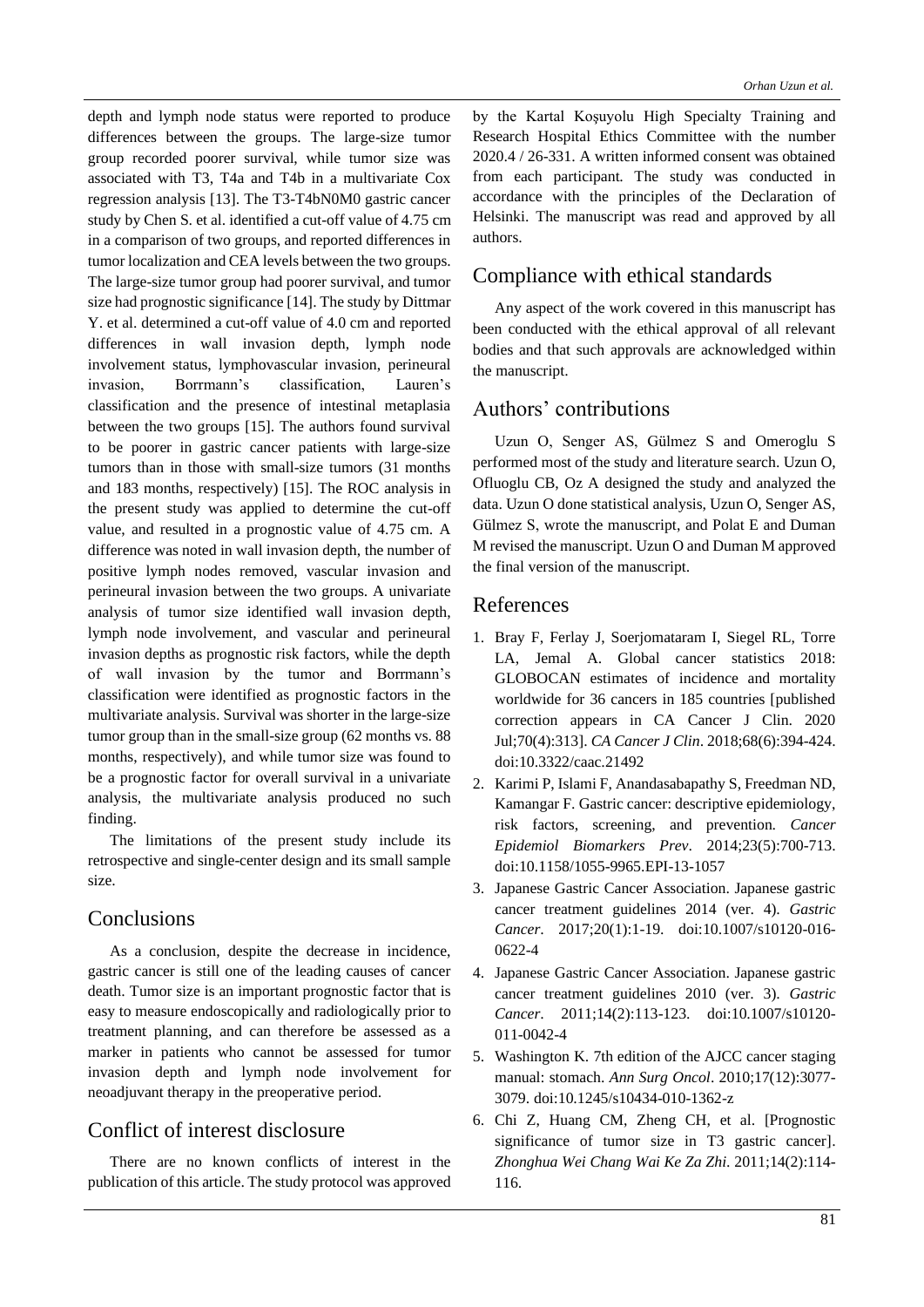depth and lymph node status were reported to produce differences between the groups. The large-size tumor group recorded poorer survival, while tumor size was associated with T3, T4a and T4b in a multivariate Cox regression analysis [13]. The T3-T4bN0M0 gastric cancer study by Chen S. et al. identified a cut-off value of 4.75 cm in a comparison of two groups, and reported differences in tumor localization and CEA levels between the two groups. The large-size tumor group had poorer survival, and tumor size had prognostic significance [14]. The study by Dittmar Y. et al. determined a cut-off value of 4.0 cm and reported differences in wall invasion depth, lymph node involvement status, lymphovascular invasion, perineural invasion, Borrmann's classification, Lauren's classification and the presence of intestinal metaplasia between the two groups [15]. The authors found survival to be poorer in gastric cancer patients with large-size tumors than in those with small-size tumors (31 months and 183 months, respectively) [15]. The ROC analysis in the present study was applied to determine the cut-off value, and resulted in a prognostic value of 4.75 cm. A difference was noted in wall invasion depth, the number of positive lymph nodes removed, vascular invasion and perineural invasion between the two groups. A univariate analysis of tumor size identified wall invasion depth, lymph node involvement, and vascular and perineural invasion depths as prognostic risk factors, while the depth of wall invasion by the tumor and Borrmann's classification were identified as prognostic factors in the multivariate analysis. Survival was shorter in the large-size tumor group than in the small-size group (62 months vs. 88 months, respectively), and while tumor size was found to be a prognostic factor for overall survival in a univariate analysis, the multivariate analysis produced no such finding.

The limitations of the present study include its retrospective and single-center design and its small sample size.

## Conclusions

As a conclusion, despite the decrease in incidence, gastric cancer is still one of the leading causes of cancer death. Tumor size is an important prognostic factor that is easy to measure endoscopically and radiologically prior to treatment planning, and can therefore be assessed as a marker in patients who cannot be assessed for tumor invasion depth and lymph node involvement for neoadjuvant therapy in the preoperative period.

## Conflict of interest disclosure

There are no known conflicts of interest in the publication of this article. The study protocol was approved by the Kartal Koşuyolu High Specialty Training and Research Hospital Ethics Committee with the number 2020.4 / 26-331. A written informed consent was obtained from each participant. The study was conducted in accordance with the principles of the Declaration of Helsinki. The manuscript was read and approved by all authors.

## Compliance with ethical standards

Any aspect of the work covered in this manuscript has been conducted with the ethical approval of all relevant bodies and that such approvals are acknowledged within the manuscript.

## Authors' contributions

Uzun O, Senger AS, Gülmez S and Omeroglu S performed most of the study and literature search. Uzun O, Ofluoglu CB, Oz A designed the study and analyzed the data. Uzun O done statistical analysis, Uzun O, Senger AS, Gülmez S, wrote the manuscript, and Polat E and Duman M revised the manuscript. Uzun O and Duman M approved the final version of the manuscript.

## References

1. Bray F, Ferlay J, Soerjomataram I, Siegel RL, Torre LA, Jemal A. Global cancer statistics 2018: GLOBOCAN estimates of incidence and mortality worldwide for 36 cancers in 185 countries [published correction appears in CA Cancer J Clin. 2020 Jul;70(4):313]. *CA Cancer J Clin*. 2018;68(6):394-424. doi:10.3322/caac.21492
2. Karimi P, Islami F, Anandasabapathy S, Freedman ND, Kamangar F. Gastric cancer: descriptive epidemiology, risk factors, screening, and prevention. *Cancer Epidemiol Biomarkers Prev*. 2014;23(5):700-713. doi:10.1158/1055-9965.EPI-13-1057
3. Japanese Gastric Cancer Association. Japanese gastric cancer treatment guidelines 2014 (ver. 4). *Gastric Cancer*. 2017;20(1):1-19. doi:10.1007/s10120-016-0622-4
4. Japanese Gastric Cancer Association. Japanese gastric cancer treatment guidelines 2010 (ver. 3). *Gastric Cancer*. 2011;14(2):113-123. doi:10.1007/s10120-011-0042-4
5. Washington K. 7th edition of the AJCC cancer staging manual: stomach. *Ann Surg Oncol*. 2010;17(12):3077-3079. doi:10.1245/s10434-010-1362-z
6. Chi Z, Huang CM, Zheng CH, et al. [Prognostic significance of tumor size in T3 gastric cancer]. *Zhonghua Wei Chang Wai Ke Za Zhi*. 2011;14(2):114-116.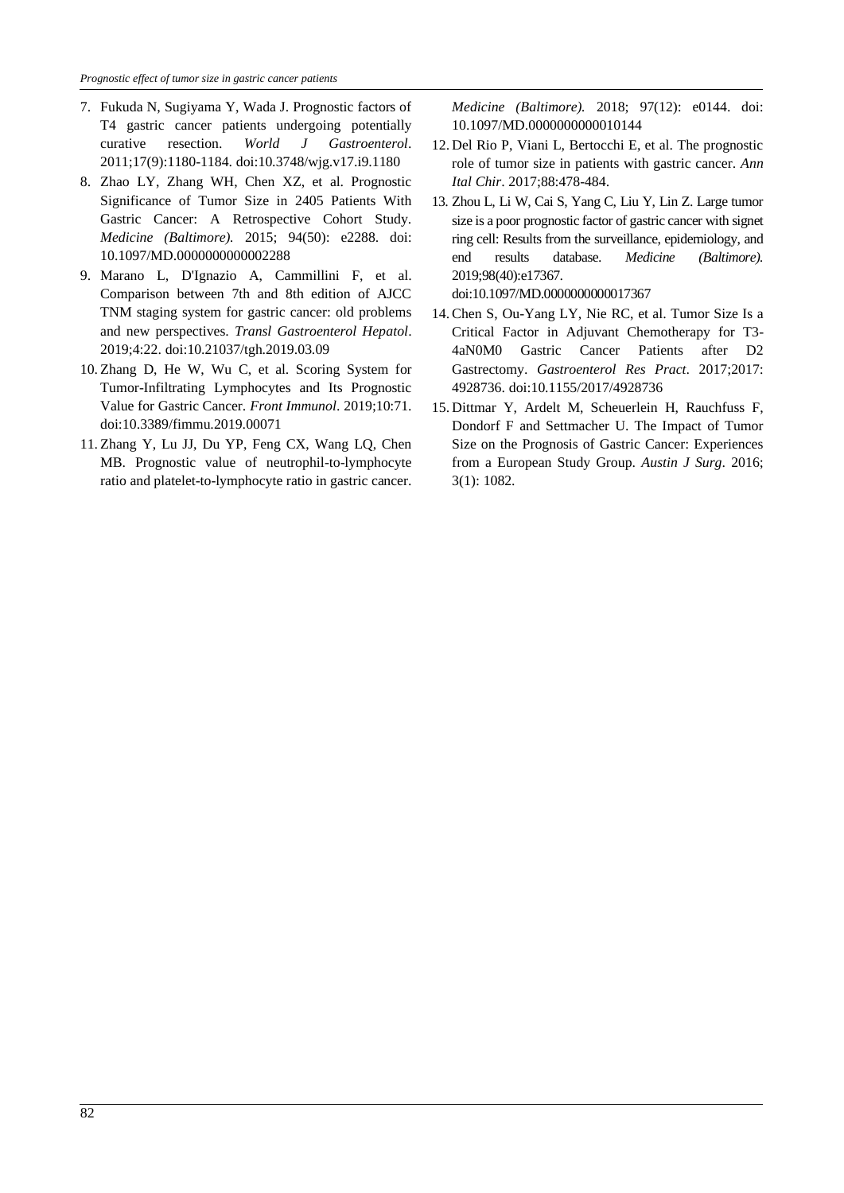7. Fukuda N, Sugiyama Y, Wada J. Prognostic factors of T4 gastric cancer patients undergoing potentially curative resection. *World J Gastroenterol*. 2011;17(9):1180-1184. doi:10.3748/wjg.v17.i9.1180
8. Zhao LY, Zhang WH, Chen XZ, et al. Prognostic Significance of Tumor Size in 2405 Patients With Gastric Cancer: A Retrospective Cohort Study. *Medicine (Baltimore).* 2015; 94(50): e2288. doi: 10.1097/MD.0000000000002288
9. Marano L, D'Ignazio A, Cammillini F, et al. Comparison between 7th and 8th edition of AJCC TNM staging system for gastric cancer: old problems and new perspectives. *Transl Gastroenterol Hepatol*. 2019;4:22. doi:10.21037/tgh.2019.03.09
10. Zhang D, He W, Wu C, et al. Scoring System for Tumor-Infiltrating Lymphocytes and Its Prognostic Value for Gastric Cancer. *Front Immunol*. 2019;10:71. doi:10.3389/fimmu.2019.00071
11. Zhang Y, Lu JJ, Du YP, Feng CX, Wang LQ, Chen MB. Prognostic value of neutrophil-to-lymphocyte ratio and platelet-to-lymphocyte ratio in gastric cancer. *Medicine (Baltimore).* 2018; 97(12): e0144. doi: 10.1097/MD.0000000000010144
12. Del Rio P, Viani L, Bertocchi E, et al. The prognostic role of tumor size in patients with gastric cancer. *Ann Ital Chir*. 2017;88:478-484.
13. Zhou L, Li W, Cai S, Yang C, Liu Y, Lin Z. Large tumor size is a poor prognostic factor of gastric cancer with signet ring cell: Results from the surveillance, epidemiology, and end results database. *Medicine (Baltimore).* 2019;98(40):e17367. doi:10.1097/MD.0000000000017367
14. Chen S, Ou-Yang LY, Nie RC, et al. Tumor Size Is a Critical Factor in Adjuvant Chemotherapy for T3-4aN0M0 Gastric Cancer Patients after D2 Gastrectomy. *Gastroenterol Res Pract*. 2017;2017: 4928736. doi:10.1155/2017/4928736
15. Dittmar Y, Ardelt M, Scheuerlein H, Rauchfuss F, Dondorf F and Settmacher U. The Impact of Tumor Size on the Prognosis of Gastric Cancer: Experiences from a European Study Group. *Austin J Surg*. 2016; 3(1): 1082.